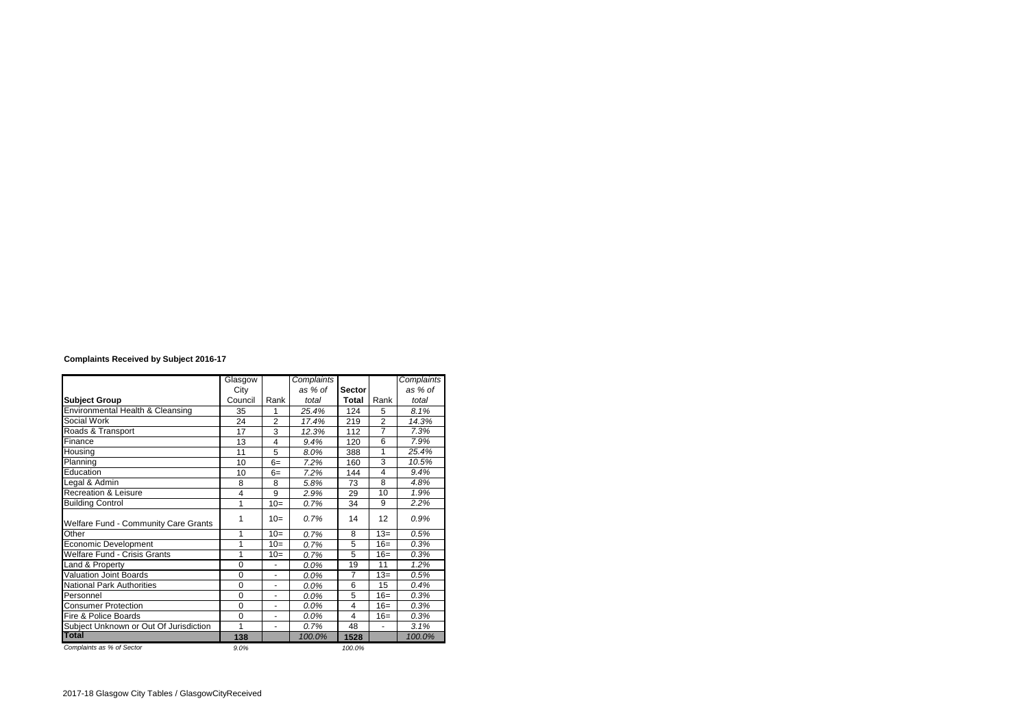**Complaints Received by Subject 2016-17**

| Subject Group | Glasgow City Council | Rank | *Complaints as % of total* | **Sector Total** | Rank | *Complaints as % of total* |
|---|---|---|---|---|---|---|
| Environmental Health & Cleansing | 35 | 1 | *25.4%* | 124 | 5 | *8.1%* |
| Social Work | 24 | 2 | *17.4%* | 219 | 2 | *14.3%* |
| Roads & Transport | 17 | 3 | *12.3%* | 112 | 7 | *7.3%* |
| Finance | 13 | 4 | *9.4%* | 120 | 6 | *7.9%* |
| Housing | 11 | 5 | *8.0%* | 388 | 1 | *25.4%* |
| Planning | 10 | 6= | *7.2%* | 160 | 3 | *10.5%* |
| Education | 10 | 6= | *7.2%* | 144 | 4 | *9.4%* |
| Legal & Admin | 8 | 8 | *5.8%* | 73 | 8 | *4.8%* |
| Recreation & Leisure | 4 | 9 | *2.9%* | 29 | 10 | *1.9%* |
| Building Control | 1 | 10= | *0.7%* | 34 | 9 | *2.2%* |
| Welfare Fund - Community Care Grants | 1 | 10= | *0.7%* | 14 | 12 | *0.9%* |
| Other | 1 | 10= | *0.7%* | 8 | 13= | *0.5%* |
| Economic Development | 1 | 10= | *0.7%* | 5 | 16= | *0.3%* |
| Welfare Fund - Crisis Grants | 1 | 10= | *0.7%* | 5 | 16= | *0.3%* |
| Land & Property | 0 | - | *0.0%* | 19 | 11 | *1.2%* |
| Valuation Joint Boards | 0 | - | *0.0%* | 7 | 13= | *0.5%* |
| National Park Authorities | 0 | - | *0.0%* | 6 | 15 | *0.4%* |
| Personnel | 0 | - | *0.0%* | 5 | 16= | *0.3%* |
| Consumer Protection | 0 | - | *0.0%* | 4 | 16= | *0.3%* |
| Fire & Police Boards | 0 | - | *0.0%* | 4 | 16= | *0.3%* |
| Subject Unknown or Out Of Jurisdiction | 1 | - | *0.7%* | 48 | - | *3.1%* |
| **Total** | **138** | | *100.0%* | **1528** | | *100.0%* |
| *Complaints as % of Sector* | *9.0%* | | | *100.0%* | | |

2017-18 Glasgow City Tables / GlasgowCityReceived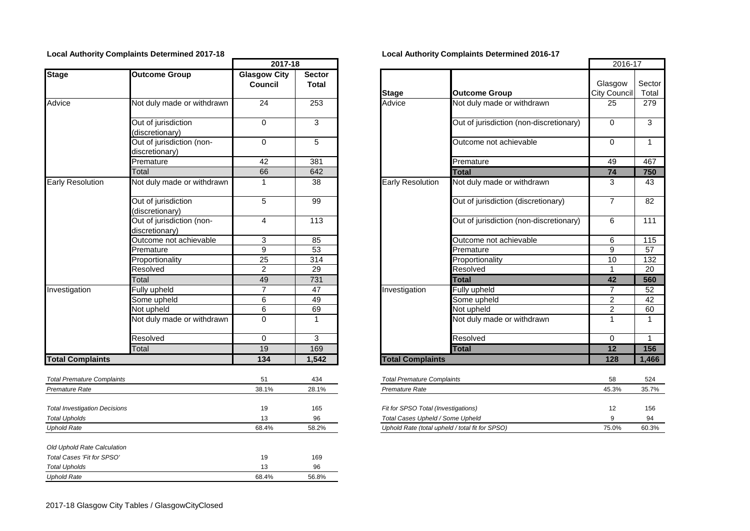**Local Authority Complaints Determined 2017-18**

| Stage | Outcome Group | 2017-18 Glasgow City Council | 2017-18 Sector Total |
|---|---|---|---|
| Advice | Not duly made or withdrawn | 24 | 253 |
| | Out of jurisdiction (discretionary) | 0 | 3 |
| | Out of jurisdiction (non-discretionary) | 0 | 5 |
| | Premature | 42 | 381 |
| | Total | 66 | 642 |
| Early Resolution | Not duly made or withdrawn | 1 | 38 |
| | Out of jurisdiction (discretionary) | 5 | 99 |
| | Out of jurisdiction (non-discretionary) | 4 | 113 |
| | Outcome not achievable | 3 | 85 |
| | Premature | 9 | 53 |
| | Proportionality | 25 | 314 |
| | Resolved | 2 | 29 |
| | Total | 49 | 731 |
| Investigation | Fully upheld | 7 | 47 |
| | Some upheld | 6 | 49 |
| | Not upheld | 6 | 69 |
| | Not duly made or withdrawn | 0 | 1 |
| | Resolved | 0 | 3 |
| | Total | 19 | 169 |
| **Total Complaints** | | **134** | **1,542** |

| | Glasgow City Council | Sector Total |
|---|---|---|
| *Total Premature Complaints* | 51 | 434 |
| *Premature Rate* | 38.1% | 28.1% |
| *Total Investigation Decisions* | 19 | 165 |
| *Total Upholds* | 13 | 96 |
| *Uphold Rate* | 68.4% | 58.2% |
| *Old Uphold Rate Calculation* | | |
| *Total Cases 'Fit for SPSO'* | 19 | 169 |
| *Total Upholds* | 13 | 96 |
| *Uphold Rate* | 68.4% | 56.8% |

**Local Authority Complaints Determined 2016-17**

| Stage | Outcome Group | 2016-17 Glasgow City Council | 2016-17 Sector Total |
|---|---|---|---|
| Advice | Not duly made or withdrawn | 25 | 279 |
| | Out of jurisdiction (non-discretionary) | 0 | 3 |
| | Outcome not achievable | 0 | 1 |
| | Premature | 49 | 467 |
| | **Total** | **74** | **750** |
| Early Resolution | Not duly made or withdrawn | 3 | 43 |
| | Out of jurisdiction (discretionary) | 7 | 82 |
| | Out of jurisdiction (non-discretionary) | 6 | 111 |
| | Outcome not achievable | 6 | 115 |
| | Premature | 9 | 57 |
| | Proportionality | 10 | 132 |
| | Resolved | 1 | 20 |
| | **Total** | **42** | **560** |
| Investigation | Fully upheld | 7 | 52 |
| | Some upheld | 2 | 42 |
| | Not upheld | 2 | 60 |
| | Not duly made or withdrawn | 1 | 1 |
| | Resolved | 0 | 1 |
| | **Total** | **12** | **156** |
| **Total Complaints** | | **128** | **1,466** |

| | Glasgow City Council | Sector Total |
|---|---|---|
| *Total Premature Complaints* | 58 | 524 |
| *Premature Rate* | 45.3% | 35.7% |
| *Fit for SPSO Total (Investigations)* | 12 | 156 |
| *Total Cases Upheld / Some Upheld* | 9 | 94 |
| *Uphold Rate (total upheld / total fit for SPSO)* | 75.0% | 60.3% |

2017-18 Glasgow City Tables / GlasgowCityClosed